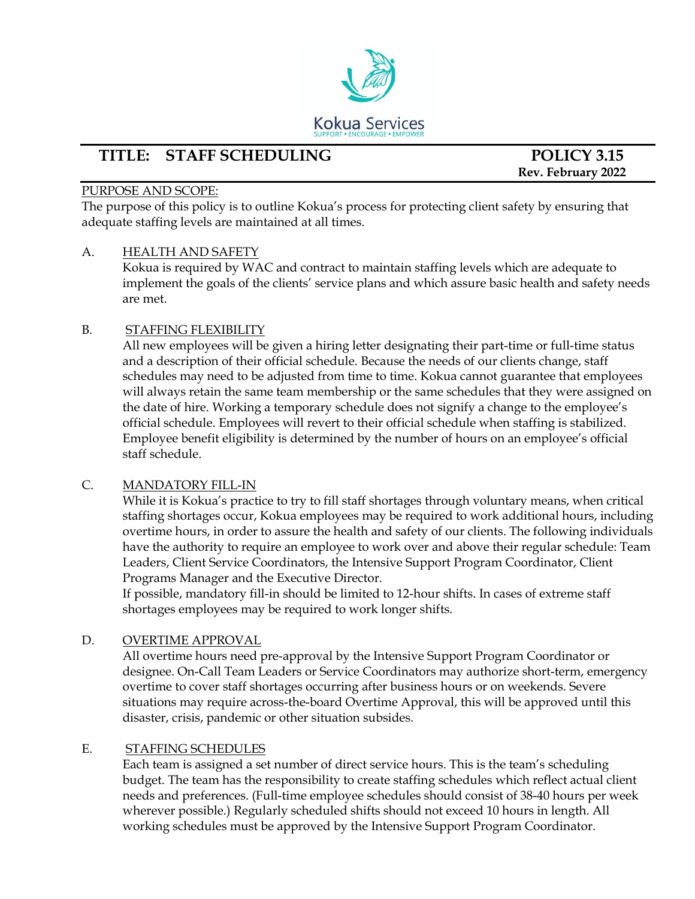Kokua Services
SUPPORT • ENCOURAGE • EMPOWER

# TITLE: STAFF SCHEDULING

**POLICY 3.15**
**Rev. February 2022**

PURPOSE AND SCOPE:

The purpose of this policy is to outline Kokua's process for protecting client safety by ensuring that adequate staffing levels are maintained at all times.

A. HEALTH AND SAFETY

Kokua is required by WAC and contract to maintain staffing levels which are adequate to implement the goals of the clients' service plans and which assure basic health and safety needs are met.

B. STAFFING FLEXIBILITY

All new employees will be given a hiring letter designating their part-time or full-time status and a description of their official schedule. Because the needs of our clients change, staff schedules may need to be adjusted from time to time. Kokua cannot guarantee that employees will always retain the same team membership or the same schedules that they were assigned on the date of hire. Working a temporary schedule does not signify a change to the employee's official schedule. Employees will revert to their official schedule when staffing is stabilized. Employee benefit eligibility is determined by the number of hours on an employee's official staff schedule.

C. MANDATORY FILL-IN

While it is Kokua's practice to try to fill staff shortages through voluntary means, when critical staffing shortages occur, Kokua employees may be required to work additional hours, including overtime hours, in order to assure the health and safety of our clients. The following individuals have the authority to require an employee to work over and above their regular schedule: Team Leaders, Client Service Coordinators, the Intensive Support Program Coordinator, Client Programs Manager and the Executive Director.

If possible, mandatory fill-in should be limited to 12-hour shifts. In cases of extreme staff shortages employees may be required to work longer shifts.

D. OVERTIME APPROVAL

All overtime hours need pre-approval by the Intensive Support Program Coordinator or designee. On-Call Team Leaders or Service Coordinators may authorize short-term, emergency overtime to cover staff shortages occurring after business hours or on weekends. Severe situations may require across-the-board Overtime Approval, this will be approved until this disaster, crisis, pandemic or other situation subsides.

E. STAFFING SCHEDULES

Each team is assigned a set number of direct service hours. This is the team's scheduling budget. The team has the responsibility to create staffing schedules which reflect actual client needs and preferences. (Full-time employee schedules should consist of 38-40 hours per week wherever possible.) Regularly scheduled shifts should not exceed 10 hours in length. All working schedules must be approved by the Intensive Support Program Coordinator.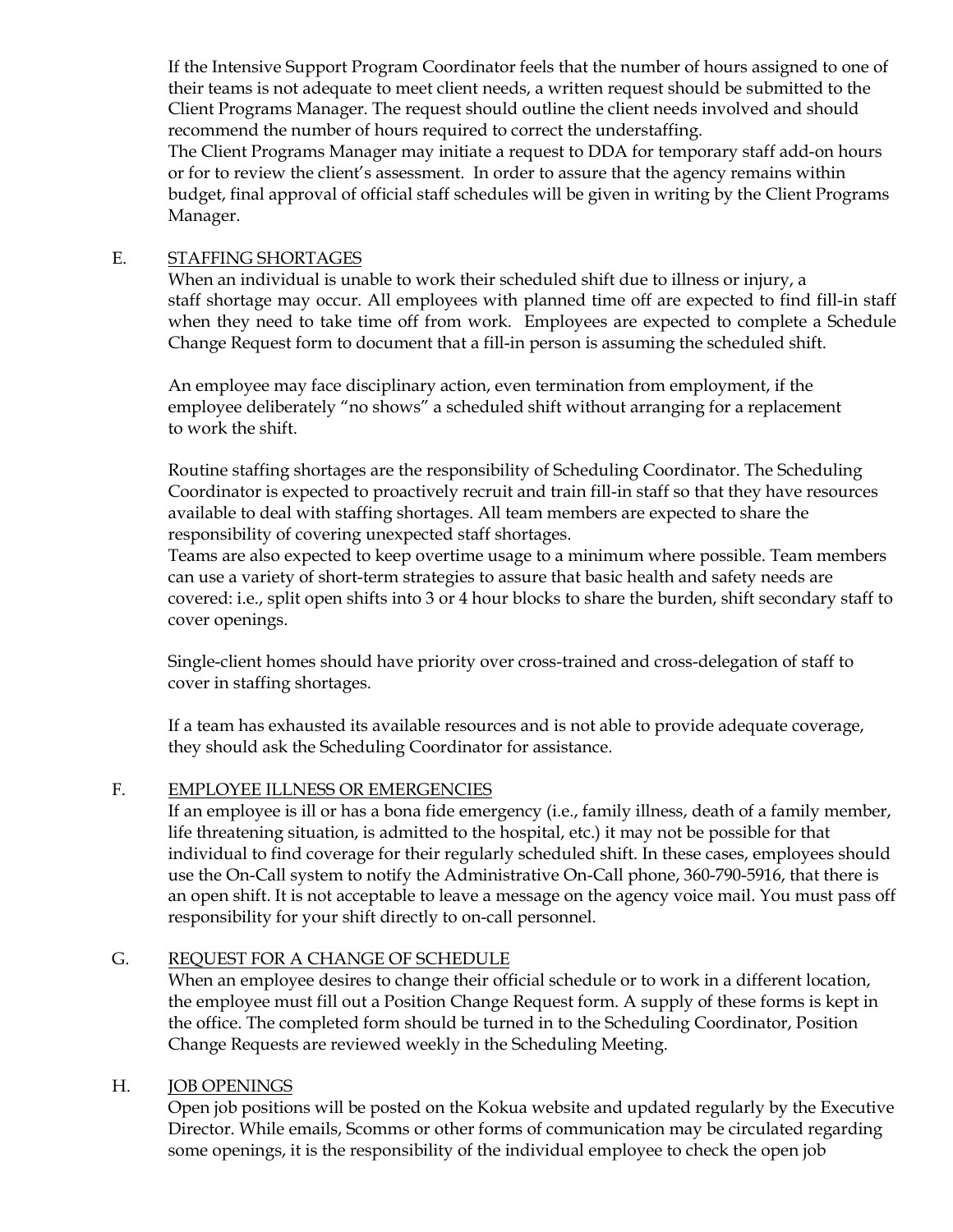If the Intensive Support Program Coordinator feels that the number of hours assigned to one of their teams is not adequate to meet client needs, a written request should be submitted to the Client Programs Manager. The request should outline the client needs involved and should recommend the number of hours required to correct the understaffing.
The Client Programs Manager may initiate a request to DDA for temporary staff add-on hours or for to review the client's assessment. In order to assure that the agency remains within budget, final approval of official staff schedules will be given in writing by the Client Programs Manager.

E. <u>STAFFING SHORTAGES</u>

When an individual is unable to work their scheduled shift due to illness or injury, a staff shortage may occur. All employees with planned time off are expected to find fill-in staff when they need to take time off from work. Employees are expected to complete a Schedule Change Request form to document that a fill-in person is assuming the scheduled shift.

An employee may face disciplinary action, even termination from employment, if the employee deliberately "no shows" a scheduled shift without arranging for a replacement to work the shift.

Routine staffing shortages are the responsibility of Scheduling Coordinator. The Scheduling Coordinator is expected to proactively recruit and train fill-in staff so that they have resources available to deal with staffing shortages. All team members are expected to share the responsibility of covering unexpected staff shortages.
Teams are also expected to keep overtime usage to a minimum where possible. Team members can use a variety of short-term strategies to assure that basic health and safety needs are covered: i.e., split open shifts into 3 or 4 hour blocks to share the burden, shift secondary staff to cover openings.

Single-client homes should have priority over cross-trained and cross-delegation of staff to cover in staffing shortages.

If a team has exhausted its available resources and is not able to provide adequate coverage, they should ask the Scheduling Coordinator for assistance.

F. <u>EMPLOYEE ILLNESS OR EMERGENCIES</u>

If an employee is ill or has a bona fide emergency (i.e., family illness, death of a family member, life threatening situation, is admitted to the hospital, etc.) it may not be possible for that individual to find coverage for their regularly scheduled shift. In these cases, employees should use the On-Call system to notify the Administrative On-Call phone, 360-790-5916, that there is an open shift. It is not acceptable to leave a message on the agency voice mail. You must pass off responsibility for your shift directly to on-call personnel.

G. <u>REQUEST FOR A CHANGE OF SCHEDULE</u>

When an employee desires to change their official schedule or to work in a different location, the employee must fill out a Position Change Request form. A supply of these forms is kept in the office. The completed form should be turned in to the Scheduling Coordinator, Position Change Requests are reviewed weekly in the Scheduling Meeting.

H. <u>JOB OPENINGS</u>

Open job positions will be posted on the Kokua website and updated regularly by the Executive Director. While emails, Scomms or other forms of communication may be circulated regarding some openings, it is the responsibility of the individual employee to check the open job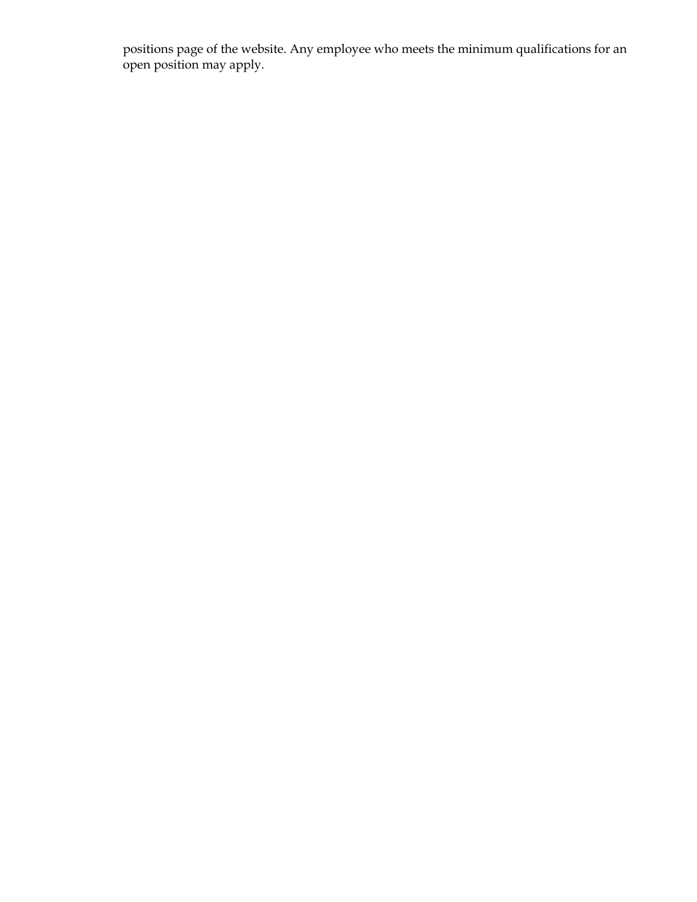positions page of the website. Any employee who meets the minimum qualifications for an open position may apply.